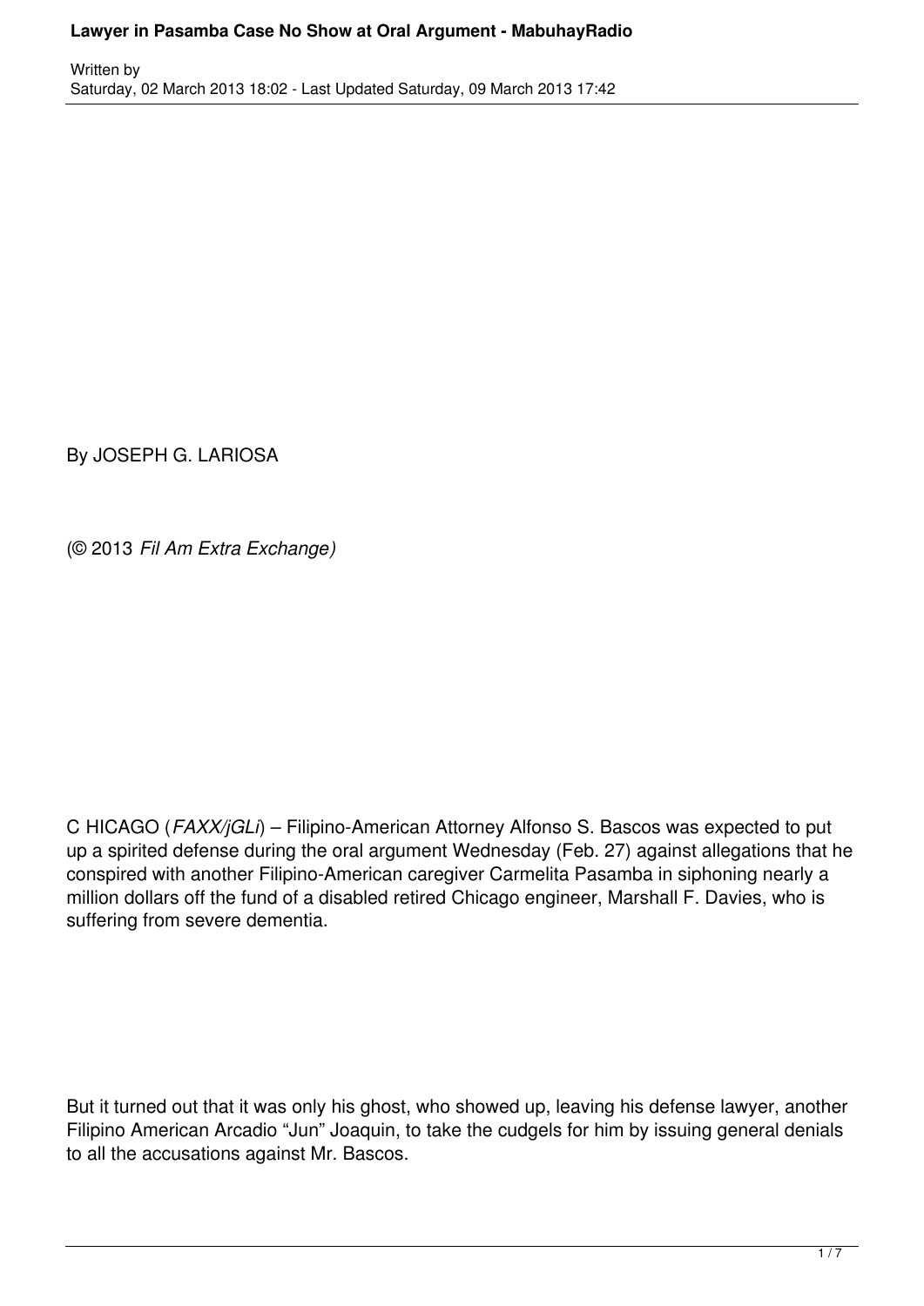By JOSEPH G. LARIOSA

(© 2013 *Fil Am Extra Exchange)*

C HICAGO (*FAXX/jGLi*) – Filipino-American Attorney Alfonso S. Bascos was expected to put up a spirited defense during the oral argument Wednesday (Feb. 27) against allegations that he conspired with another Filipino-American caregiver Carmelita Pasamba in siphoning nearly a million dollars off the fund of a disabled retired Chicago engineer, Marshall F. Davies, who is suffering from severe dementia.

But it turned out that it was only his ghost, who showed up, leaving his defense lawyer, another Filipino American Arcadio "Jun" Joaquin, to take the cudgels for him by issuing general denials to all the accusations against Mr. Bascos.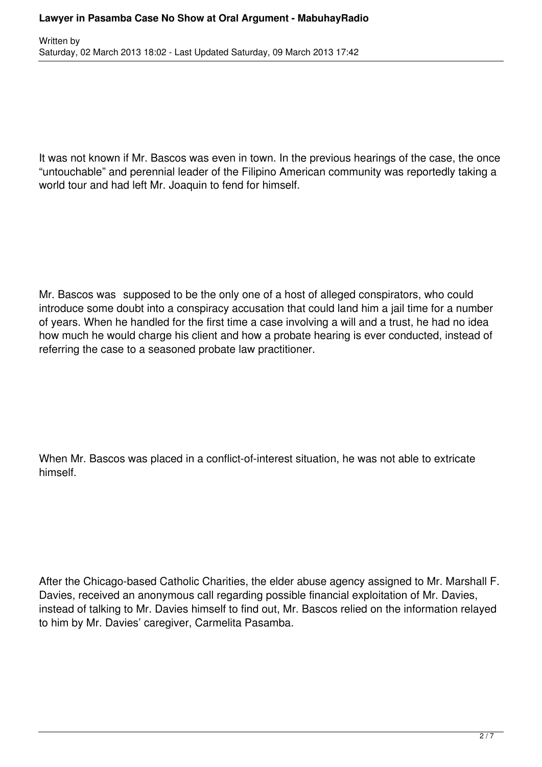It was not known if Mr. Bascos was even in town. In the previous hearings of the case, the once "untouchable" and perennial leader of the Filipino American community was reportedly taking a world tour and had left Mr. Joaquin to fend for himself.

Mr. Bascos was supposed to be the only one of a host of alleged conspirators, who could introduce some doubt into a conspiracy accusation that could land him a jail time for a number of years. When he handled for the first time a case involving a will and a trust, he had no idea how much he would charge his client and how a probate hearing is ever conducted, instead of referring the case to a seasoned probate law practitioner.

When Mr. Bascos was placed in a conflict-of-interest situation, he was not able to extricate himself.

After the Chicago-based Catholic Charities, the elder abuse agency assigned to Mr. Marshall F. Davies, received an anonymous call regarding possible financial exploitation of Mr. Davies, instead of talking to Mr. Davies himself to find out, Mr. Bascos relied on the information relayed to him by Mr. Davies' caregiver, Carmelita Pasamba.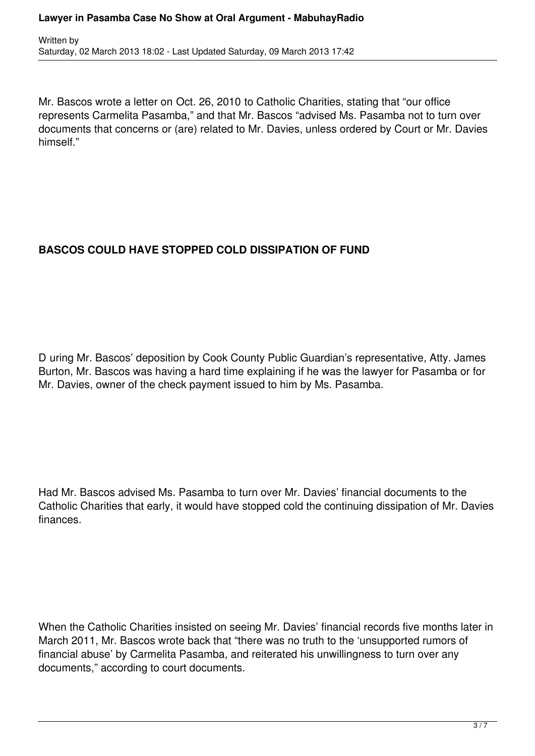Mr. Bascos wrote a letter on Oct. 26, 2010 to Catholic Charities, stating that "our office represents Carmelita Pasamba," and that Mr. Bascos "advised Ms. Pasamba not to turn over documents that concerns or (are) related to Mr. Davies, unless ordered by Court or Mr. Davies himself."

## BASCOS COULD HAVE STOPPED COLD DISSIPATION OF FUND

During Mr. Bascos' deposition by Cook County Public Guardian's representative, Atty. James Burton, Mr. Bascos was having a hard time explaining if he was the lawyer for Pasamba or for Mr. Davies, owner of the check payment issued to him by Ms. Pasamba.

Had Mr. Bascos advised Ms. Pasamba to turn over Mr. Davies' financial documents to the Catholic Charities that early, it would have stopped cold the continuing dissipation of Mr. Davies finances.

When the Catholic Charities insisted on seeing Mr. Davies' financial records five months later in March 2011, Mr. Bascos wrote back that "there was no truth to the 'unsupported rumors of financial abuse' by Carmelita Pasamba, and reiterated his unwillingness to turn over any documents," according to court documents.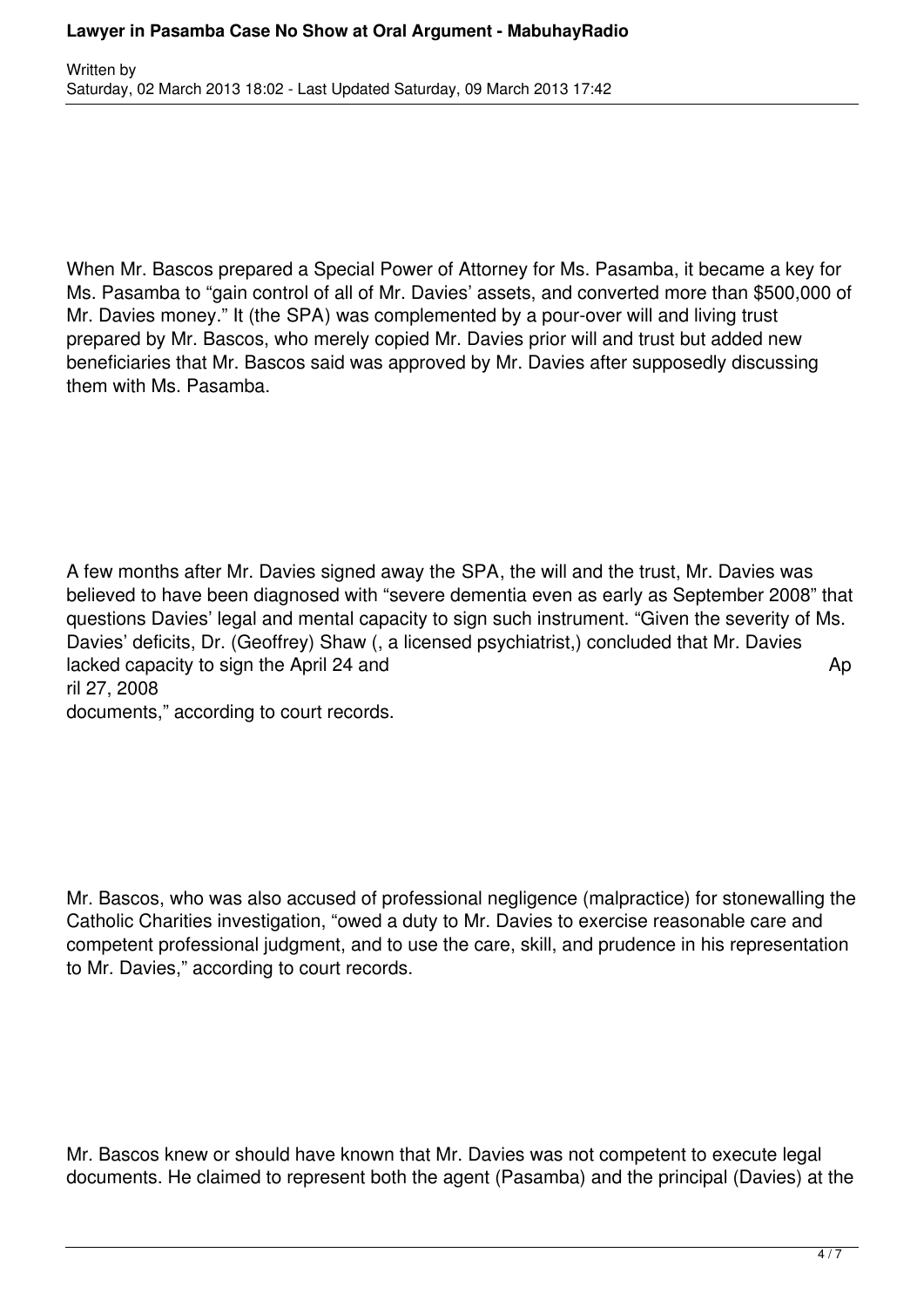When Mr. Bascos prepared a Special Power of Attorney for Ms. Pasamba, it became a key for Ms. Pasamba to "gain control of all of Mr. Davies' assets, and converted more than $500,000 of Mr. Davies money." It (the SPA) was complemented by a pour-over will and living trust prepared by Mr. Bascos, who merely copied Mr. Davies prior will and trust but added new beneficiaries that Mr. Bascos said was approved by Mr. Davies after supposedly discussing them with Ms. Pasamba.

A few months after Mr. Davies signed away the SPA, the will and the trust, Mr. Davies was believed to have been diagnosed with "severe dementia even as early as September 2008" that questions Davies' legal and mental capacity to sign such instrument. "Given the severity of Ms. Davies' deficits, Dr. (Geoffrey) Shaw (, a licensed psychiatrist,) concluded that Mr. Davies lacked capacity to sign the April 24 and April 27, 2008 documents," according to court records.

Mr. Bascos, who was also accused of professional negligence (malpractice) for stonewalling the Catholic Charities investigation, "owed a duty to Mr. Davies to exercise reasonable care and competent professional judgment, and to use the care, skill, and prudence in his representation to Mr. Davies," according to court records.

Mr. Bascos knew or should have known that Mr. Davies was not competent to execute legal documents. He claimed to represent both the agent (Pasamba) and the principal (Davies) at the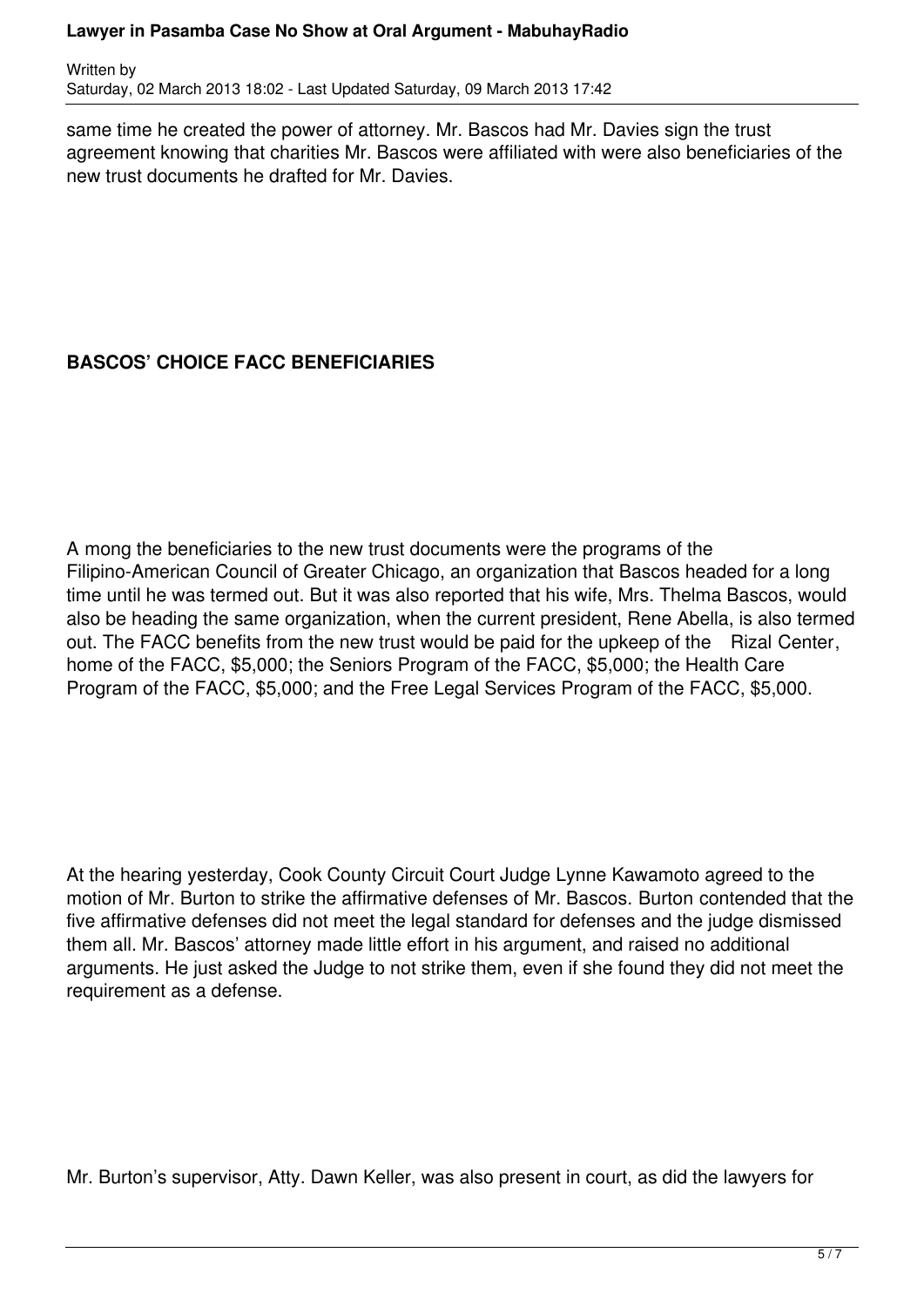same time he created the power of attorney. Mr. Bascos had Mr. Davies sign the trust agreement knowing that charities Mr. Bascos were affiliated with were also beneficiaries of the new trust documents he drafted for Mr. Davies.

**BASCOS' CHOICE FACC BENEFICIARIES**

A mong the beneficiaries to the new trust documents were the programs of the Filipino-American Council of Greater Chicago, an organization that Bascos headed for a long time until he was termed out. But it was also reported that his wife, Mrs. Thelma Bascos, would also be heading the same organization, when the current president, Rene Abella, is also termed out. The FACC benefits from the new trust would be paid for the upkeep of the Rizal Center, home of the FACC, $5,000; the Seniors Program of the FACC, $5,000; the Health Care Program of the FACC, $5,000; and the Free Legal Services Program of the FACC, $5,000.

At the hearing yesterday, Cook County Circuit Court Judge Lynne Kawamoto agreed to the motion of Mr. Burton to strike the affirmative defenses of Mr. Bascos. Burton contended that the five affirmative defenses did not meet the legal standard for defenses and the judge dismissed them all. Mr. Bascos' attorney made little effort in his argument, and raised no additional arguments. He just asked the Judge to not strike them, even if she found they did not meet the requirement as a defense.

Mr. Burton's supervisor, Atty. Dawn Keller, was also present in court, as did the lawyers for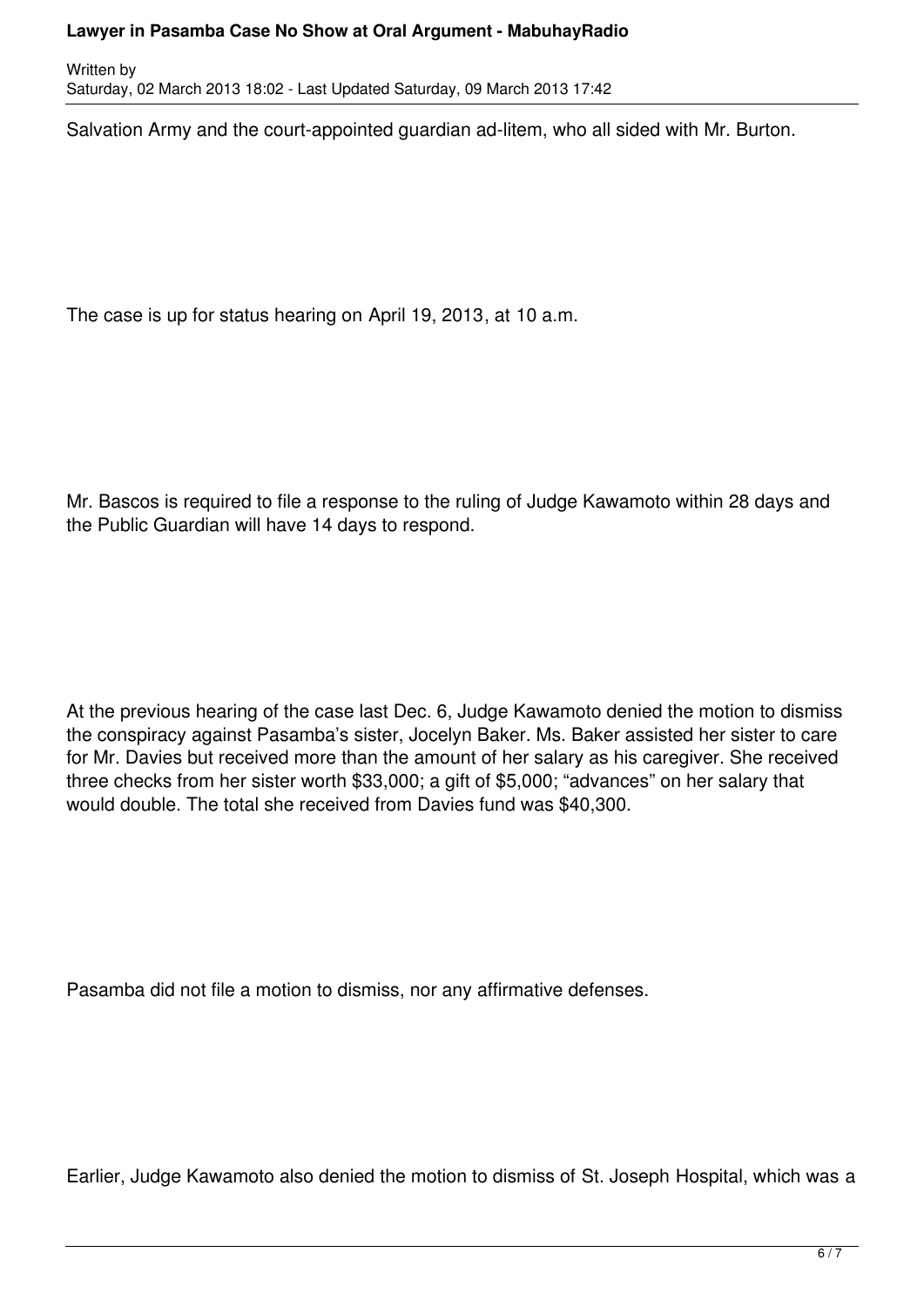Salvation Army and the court-appointed guardian ad-litem, who all sided with Mr. Burton.

The case is up for status hearing on April 19, 2013, at 10 a.m.

Mr. Bascos is required to file a response to the ruling of Judge Kawamoto within 28 days and the Public Guardian will have 14 days to respond.

At the previous hearing of the case last Dec. 6, Judge Kawamoto denied the motion to dismiss the conspiracy against Pasamba's sister, Jocelyn Baker. Ms. Baker assisted her sister to care for Mr. Davies but received more than the amount of her salary as his caregiver. She received three checks from her sister worth $33,000; a gift of $5,000; "advances" on her salary that would double. The total she received from Davies fund was $40,300.

Pasamba did not file a motion to dismiss, nor any affirmative defenses.

Earlier, Judge Kawamoto also denied the motion to dismiss of St. Joseph Hospital, which was a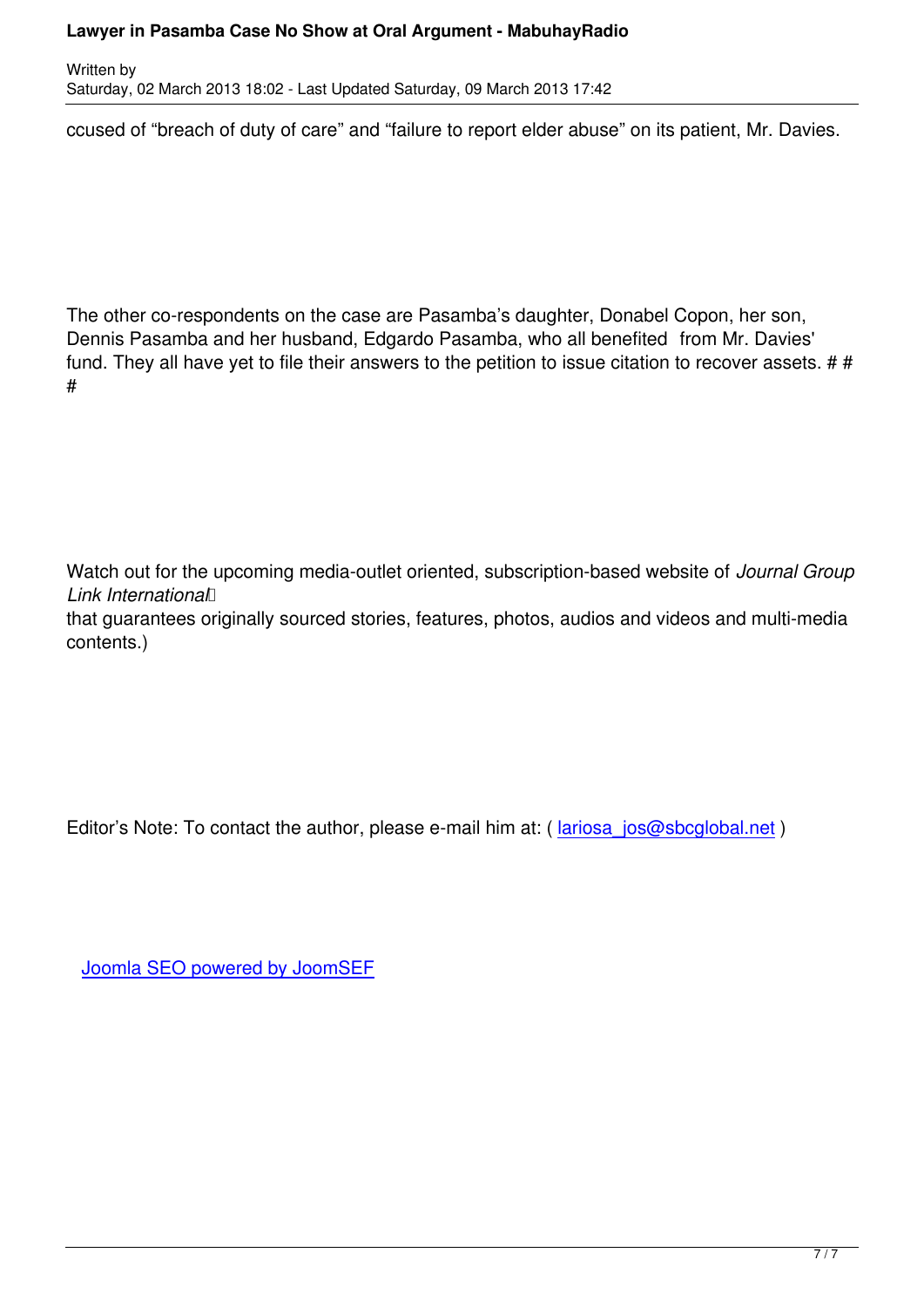ccused of “breach of duty of care” and “failure to report elder abuse” on its patient, Mr. Davies.

The other co-respondents on the case are Pasamba’s daughter, Donabel Copon, her son, Dennis Pasamba and her husband, Edgardo Pasamba, who all benefited from Mr. Davies' fund. They all have yet to file their answers to the petition to issue citation to recover assets. # # #

Watch out for the upcoming media-outlet oriented, subscription-based website of *Journal Group Link International* that guarantees originally sourced stories, features, photos, audios and videos and multi-media contents.)

Editor’s Note: To contact the author, please e-mail him at: ( lariosa_jos@sbcglobal.net )

Joomla SEO powered by JoomSEF